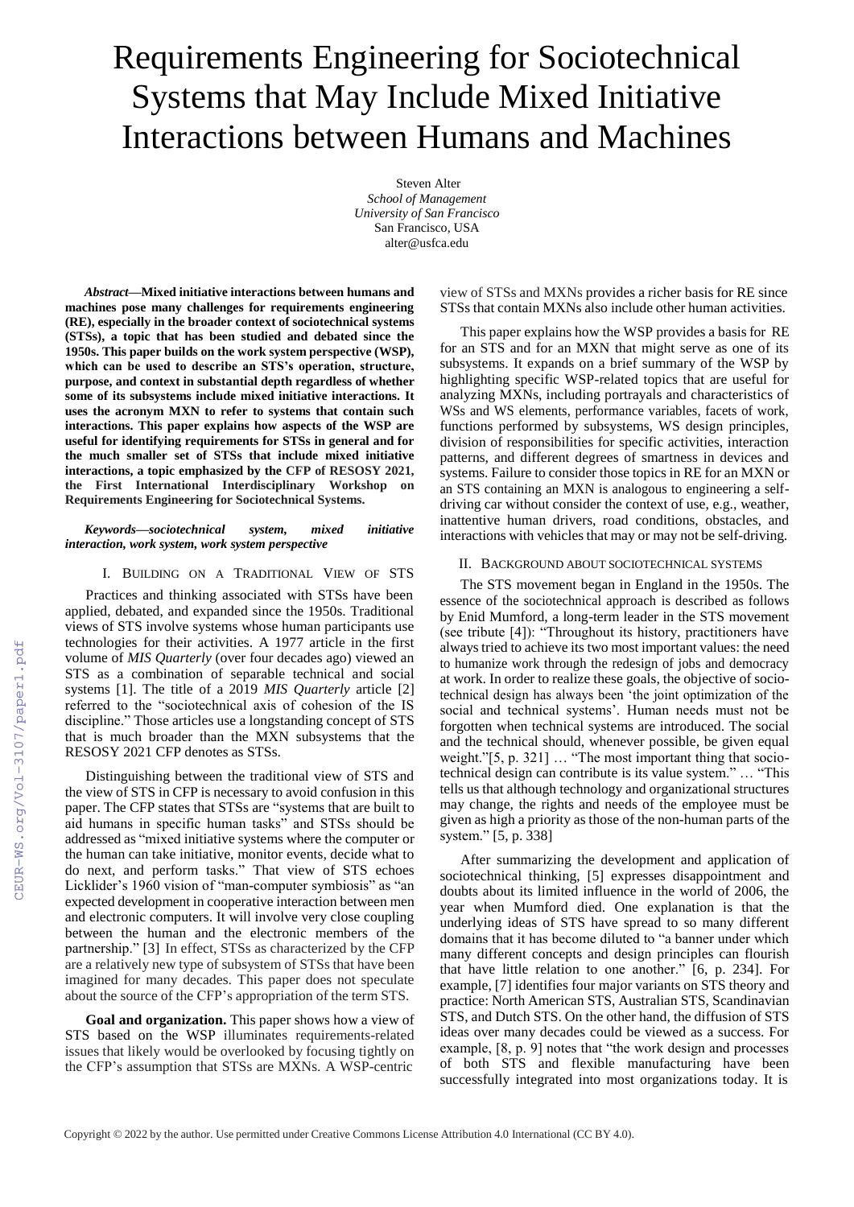# Requirements Engineering for Sociotechnical Systems that May Include Mixed Initiative Interactions between Humans and Machines

Steven Alter
*School of Management*
*University of San Francisco*
San Francisco, USA
alter@usfca.edu

***Abstract*—Mixed initiative interactions between humans and machines pose many challenges for requirements engineering (RE), especially in the broader context of sociotechnical systems (STSs), a topic that has been studied and debated since the 1950s. This paper builds on the work system perspective (WSP), which can be used to describe an STS's operation, structure, purpose, and context in substantial depth regardless of whether some of its subsystems include mixed initiative interactions. It uses the acronym MXN to refer to systems that contain such interactions. This paper explains how aspects of the WSP are useful for identifying requirements for STSs in general and for the much smaller set of STSs that include mixed initiative interactions, a topic emphasized by the CFP of RESOSY 2021, the First International Interdisciplinary Workshop on Requirements Engineering for Sociotechnical Systems.**

***Keywords—sociotechnical system, mixed initiative interaction, work system, work system perspective***

## I. Building on a Traditional View of STS

Practices and thinking associated with STSs have been applied, debated, and expanded since the 1950s. Traditional views of STS involve systems whose human participants use technologies for their activities. A 1977 article in the first volume of *MIS Quarterly* (over four decades ago) viewed an STS as a combination of separable technical and social systems [1]. The title of a 2019 *MIS Quarterly* article [2] referred to the "sociotechnical axis of cohesion of the IS discipline." Those articles use a longstanding concept of STS that is much broader than the MXN subsystems that the RESOSY 2021 CFP denotes as STSs.

Distinguishing between the traditional view of STS and the view of STS in CFP is necessary to avoid confusion in this paper. The CFP states that STSs are "systems that are built to aid humans in specific human tasks" and STSs should be addressed as "mixed initiative systems where the computer or the human can take initiative, monitor events, decide what to do next, and perform tasks." That view of STS echoes Licklider's 1960 vision of "man-computer symbiosis" as "an expected development in cooperative interaction between men and electronic computers. It will involve very close coupling between the human and the electronic members of the partnership." [3] In effect, STSs as characterized by the CFP are a relatively new type of subsystem of STSs that have been imagined for many decades. This paper does not speculate about the source of the CFP's appropriation of the term STS.

**Goal and organization.** This paper shows how a view of STS based on the WSP illuminates requirements-related issues that likely would be overlooked by focusing tightly on the CFP's assumption that STSs are MXNs. A WSP-centric view of STSs and MXNs provides a richer basis for RE since STSs that contain MXNs also include other human activities.

This paper explains how the WSP provides a basis for RE for an STS and for an MXN that might serve as one of its subsystems. It expands on a brief summary of the WSP by highlighting specific WSP-related topics that are useful for analyzing MXNs, including portrayals and characteristics of WSs and WS elements, performance variables, facets of work, functions performed by subsystems, WS design principles, division of responsibilities for specific activities, interaction patterns, and different degrees of smartness in devices and systems. Failure to consider those topics in RE for an MXN or an STS containing an MXN is analogous to engineering a self-driving car without consider the context of use, e.g., weather, inattentive human drivers, road conditions, obstacles, and interactions with vehicles that may or may not be self-driving.

## II. Background about Sociotechnical Systems

The STS movement began in England in the 1950s. The essence of the sociotechnical approach is described as follows by Enid Mumford, a long-term leader in the STS movement (see tribute [4]): "Throughout its history, practitioners have always tried to achieve its two most important values: the need to humanize work through the redesign of jobs and democracy at work. In order to realize these goals, the objective of sociotechnical design has always been 'the joint optimization of the social and technical systems'. Human needs must not be forgotten when technical systems are introduced. The social and the technical should, whenever possible, be given equal weight."[5, p. 321] … "The most important thing that sociotechnical design can contribute is its value system." … "This tells us that although technology and organizational structures may change, the rights and needs of the employee must be given as high a priority as those of the non-human parts of the system." [5, p. 338]

After summarizing the development and application of sociotechnical thinking, [5] expresses disappointment and doubts about its limited influence in the world of 2006, the year when Mumford died. One explanation is that the underlying ideas of STS have spread to so many different domains that it has become diluted to "a banner under which many different concepts and design principles can flourish that have little relation to one another." [6, p. 234]. For example, [7] identifies four major variants on STS theory and practice: North American STS, Australian STS, Scandinavian STS, and Dutch STS. On the other hand, the diffusion of STS ideas over many decades could be viewed as a success. For example, [8, p. 9] notes that "the work design and processes of both STS and flexible manufacturing have been successfully integrated into most organizations today. It is

Copyright © 2022 by the author. Use permitted under Creative Commons License Attribution 4.0 International (CC BY 4.0).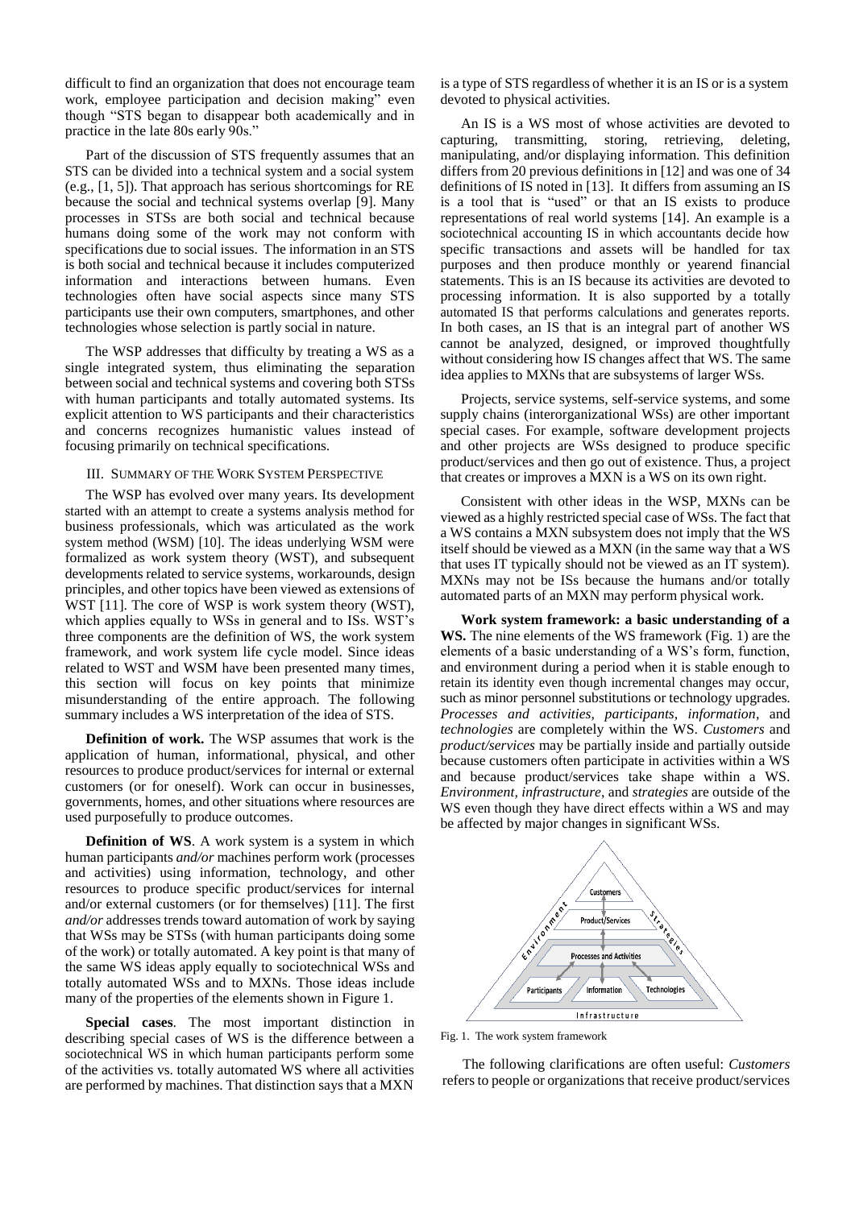difficult to find an organization that does not encourage team work, employee participation and decision making" even though "STS began to disappear both academically and in practice in the late 80s early 90s."

Part of the discussion of STS frequently assumes that an STS can be divided into a technical system and a social system (e.g., [1, 5]). That approach has serious shortcomings for RE because the social and technical systems overlap [9]. Many processes in STSs are both social and technical because humans doing some of the work may not conform with specifications due to social issues. The information in an STS is both social and technical because it includes computerized information and interactions between humans. Even technologies often have social aspects since many STS participants use their own computers, smartphones, and other technologies whose selection is partly social in nature.

The WSP addresses that difficulty by treating a WS as a single integrated system, thus eliminating the separation between social and technical systems and covering both STSs with human participants and totally automated systems. Its explicit attention to WS participants and their characteristics and concerns recognizes humanistic values instead of focusing primarily on technical specifications.

## III. Summary of the Work System Perspective

The WSP has evolved over many years. Its development started with an attempt to create a systems analysis method for business professionals, which was articulated as the work system method (WSM) [10]. The ideas underlying WSM were formalized as work system theory (WST), and subsequent developments related to service systems, workarounds, design principles, and other topics have been viewed as extensions of WST [11]. The core of WSP is work system theory (WST), which applies equally to WSs in general and to ISs. WST's three components are the definition of WS, the work system framework, and work system life cycle model. Since ideas related to WST and WSM have been presented many times, this section will focus on key points that minimize misunderstanding of the entire approach. The following summary includes a WS interpretation of the idea of STS.

**Definition of work.** The WSP assumes that work is the application of human, informational, physical, and other resources to produce product/services for internal or external customers (or for oneself). Work can occur in businesses, governments, homes, and other situations where resources are used purposefully to produce outcomes.

**Definition of WS**. A work system is a system in which human participants *and/or* machines perform work (processes and activities) using information, technology, and other resources to produce specific product/services for internal and/or external customers (or for themselves) [11]. The first *and/or* addresses trends toward automation of work by saying that WSs may be STSs (with human participants doing some of the work) or totally automated. A key point is that many of the same WS ideas apply equally to sociotechnical WSs and totally automated WSs and to MXNs. Those ideas include many of the properties of the elements shown in Figure 1.

**Special cases**. The most important distinction in describing special cases of WS is the difference between a sociotechnical WS in which human participants perform some of the activities vs. totally automated WS where all activities are performed by machines. That distinction says that a MXN is a type of STS regardless of whether it is an IS or is a system devoted to physical activities.

An IS is a WS most of whose activities are devoted to capturing, transmitting, storing, retrieving, deleting, manipulating, and/or displaying information. This definition differs from 20 previous definitions in [12] and was one of 34 definitions of IS noted in [13]. It differs from assuming an IS is a tool that is "used" or that an IS exists to produce representations of real world systems [14]. An example is a sociotechnical accounting IS in which accountants decide how specific transactions and assets will be handled for tax purposes and then produce monthly or yearend financial statements. This is an IS because its activities are devoted to processing information. It is also supported by a totally automated IS that performs calculations and generates reports. In both cases, an IS that is an integral part of another WS cannot be analyzed, designed, or improved thoughtfully without considering how IS changes affect that WS. The same idea applies to MXNs that are subsystems of larger WSs.

Projects, service systems, self-service systems, and some supply chains (interorganizational WSs) are other important special cases. For example, software development projects and other projects are WSs designed to produce specific product/services and then go out of existence. Thus, a project that creates or improves a MXN is a WS on its own right.

Consistent with other ideas in the WSP, MXNs can be viewed as a highly restricted special case of WSs. The fact that a WS contains a MXN subsystem does not imply that the WS itself should be viewed as a MXN (in the same way that a WS that uses IT typically should not be viewed as an IT system). MXNs may not be ISs because the humans and/or totally automated parts of an MXN may perform physical work.

**Work system framework: a basic understanding of a WS.** The nine elements of the WS framework (Fig. 1) are the elements of a basic understanding of a WS's form, function, and environment during a period when it is stable enough to retain its identity even though incremental changes may occur, such as minor personnel substitutions or technology upgrades. *Processes and activities, participants, information*, and *technologies* are completely within the WS. *Customers* and *product/services* may be partially inside and partially outside because customers often participate in activities within a WS and because product/services take shape within a WS. *Environment, infrastructure*, and *strategies* are outside of the WS even though they have direct effects within a WS and may be affected by major changes in significant WSs.

Fig. 1. The work system framework

The following clarifications are often useful: *Customers* refers to people or organizations that receive product/services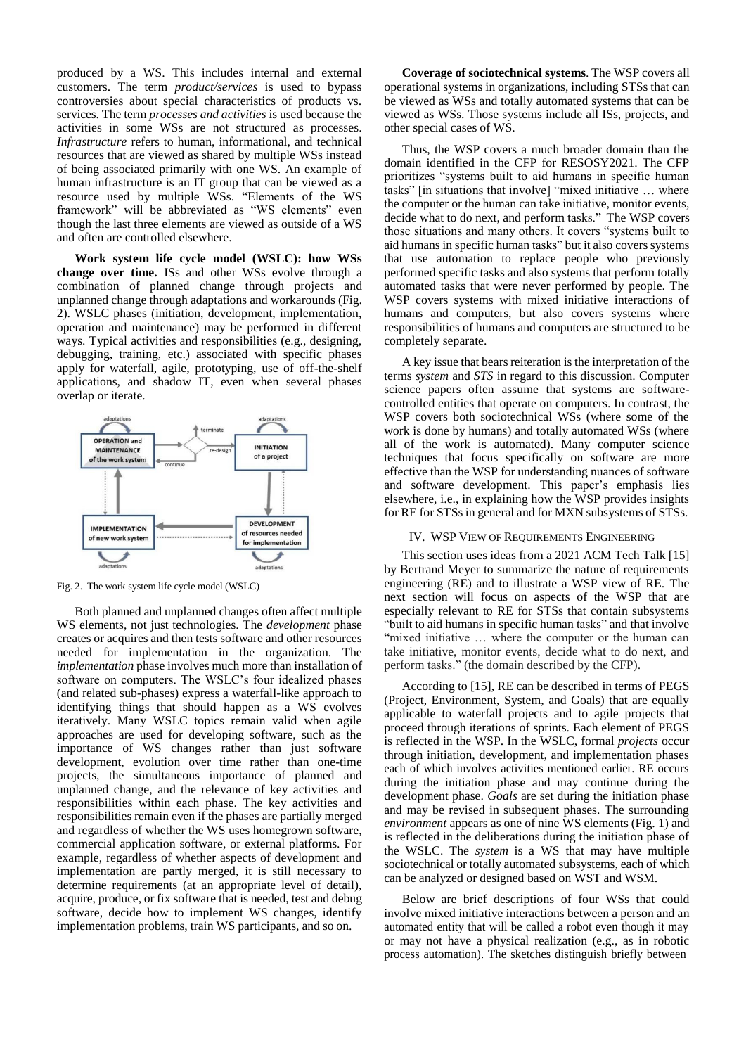produced by a WS. This includes internal and external customers. The term *product/services* is used to bypass controversies about special characteristics of products vs. services. The term *processes and activities* is used because the activities in some WSs are not structured as processes. *Infrastructure* refers to human, informational, and technical resources that are viewed as shared by multiple WSs instead of being associated primarily with one WS. An example of human infrastructure is an IT group that can be viewed as a resource used by multiple WSs. "Elements of the WS framework" will be abbreviated as "WS elements" even though the last three elements are viewed as outside of a WS and often are controlled elsewhere.

**Work system life cycle model (WSLC): how WSs change over time.** ISs and other WSs evolve through a combination of planned change through projects and unplanned change through adaptations and workarounds (Fig. 2). WSLC phases (initiation, development, implementation, operation and maintenance) may be performed in different ways. Typical activities and responsibilities (e.g., designing, debugging, training, etc.) associated with specific phases apply for waterfall, agile, prototyping, use of off-the-shelf applications, and shadow IT, even when several phases overlap or iterate.

Fig. 2. The work system life cycle model (WSLC)

Both planned and unplanned changes often affect multiple WS elements, not just technologies. The *development* phase creates or acquires and then tests software and other resources needed for implementation in the organization. The *implementation* phase involves much more than installation of software on computers. The WSLC's four idealized phases (and related sub-phases) express a waterfall-like approach to identifying things that should happen as a WS evolves iteratively. Many WSLC topics remain valid when agile approaches are used for developing software, such as the importance of WS changes rather than just software development, evolution over time rather than one-time projects, the simultaneous importance of planned and unplanned change, and the relevance of key activities and responsibilities within each phase. The key activities and responsibilities remain even if the phases are partially merged and regardless of whether the WS uses homegrown software, commercial application software, or external platforms. For example, regardless of whether aspects of development and implementation are partly merged, it is still necessary to determine requirements (at an appropriate level of detail), acquire, produce, or fix software that is needed, test and debug software, decide how to implement WS changes, identify implementation problems, train WS participants, and so on.

**Coverage of sociotechnical systems**. The WSP covers all operational systems in organizations, including STSs that can be viewed as WSs and totally automated systems that can be viewed as WSs. Those systems include all ISs, projects, and other special cases of WS.

Thus, the WSP covers a much broader domain than the domain identified in the CFP for RESOSY2021. The CFP prioritizes "systems built to aid humans in specific human tasks" [in situations that involve] "mixed initiative … where the computer or the human can take initiative, monitor events, decide what to do next, and perform tasks." The WSP covers those situations and many others. It covers "systems built to aid humans in specific human tasks" but it also covers systems that use automation to replace people who previously performed specific tasks and also systems that perform totally automated tasks that were never performed by people. The WSP covers systems with mixed initiative interactions of humans and computers, but also covers systems where responsibilities of humans and computers are structured to be completely separate.

A key issue that bears reiteration is the interpretation of the terms *system* and *STS* in regard to this discussion. Computer science papers often assume that systems are software-controlled entities that operate on computers. In contrast, the WSP covers both sociotechnical WSs (where some of the work is done by humans) and totally automated WSs (where all of the work is automated). Many computer science techniques that focus specifically on software are more effective than the WSP for understanding nuances of software and software development. This paper's emphasis lies elsewhere, i.e., in explaining how the WSP provides insights for RE for STSs in general and for MXN subsystems of STSs.

## IV. WSP View of Requirements Engineering

This section uses ideas from a 2021 ACM Tech Talk [15] by Bertrand Meyer to summarize the nature of requirements engineering (RE) and to illustrate a WSP view of RE. The next section will focus on aspects of the WSP that are especially relevant to RE for STSs that contain subsystems "built to aid humans in specific human tasks" and that involve "mixed initiative … where the computer or the human can take initiative, monitor events, decide what to do next, and perform tasks." (the domain described by the CFP).

According to [15], RE can be described in terms of PEGS (Project, Environment, System, and Goals) that are equally applicable to waterfall projects and to agile projects that proceed through iterations of sprints. Each element of PEGS is reflected in the WSP. In the WSLC, formal *projects* occur through initiation, development, and implementation phases each of which involves activities mentioned earlier. RE occurs during the initiation phase and may continue during the development phase. *Goals* are set during the initiation phase and may be revised in subsequent phases. The surrounding *environment* appears as one of nine WS elements (Fig. 1) and is reflected in the deliberations during the initiation phase of the WSLC. The *system* is a WS that may have multiple sociotechnical or totally automated subsystems, each of which can be analyzed or designed based on WST and WSM.

Below are brief descriptions of four WSs that could involve mixed initiative interactions between a person and an automated entity that will be called a robot even though it may or may not have a physical realization (e.g., as in robotic process automation). The sketches distinguish briefly between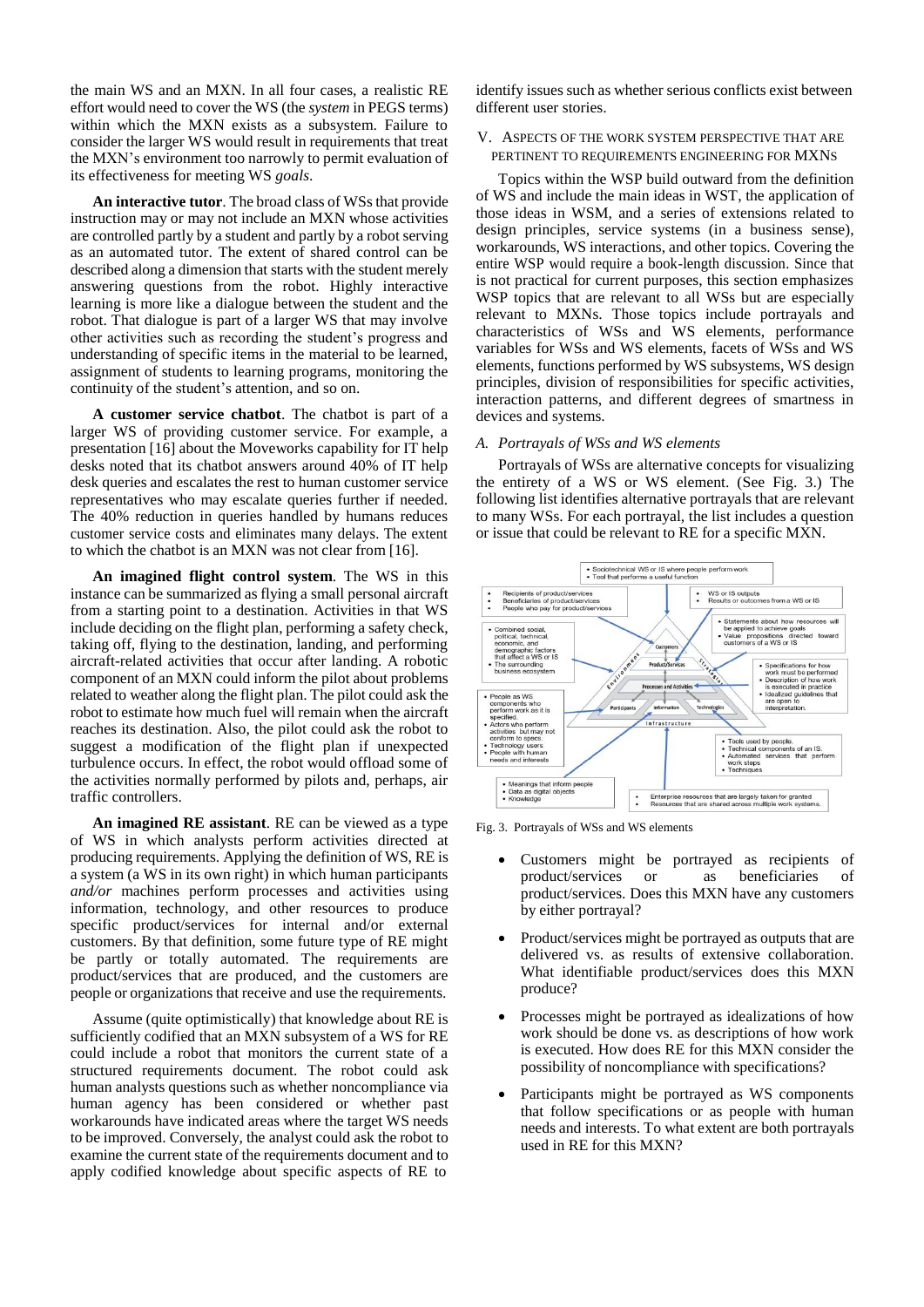the main WS and an MXN. In all four cases, a realistic RE effort would need to cover the WS (the *system* in PEGS terms) within which the MXN exists as a subsystem. Failure to consider the larger WS would result in requirements that treat the MXN's environment too narrowly to permit evaluation of its effectiveness for meeting WS *goals*.

**An interactive tutor**. The broad class of WSs that provide instruction may or may not include an MXN whose activities are controlled partly by a student and partly by a robot serving as an automated tutor. The extent of shared control can be described along a dimension that starts with the student merely answering questions from the robot. Highly interactive learning is more like a dialogue between the student and the robot. That dialogue is part of a larger WS that may involve other activities such as recording the student's progress and understanding of specific items in the material to be learned, assignment of students to learning programs, monitoring the continuity of the student's attention, and so on.

**A customer service chatbot**. The chatbot is part of a larger WS of providing customer service. For example, a presentation [16] about the Moveworks capability for IT help desks noted that its chatbot answers around 40% of IT help desk queries and escalates the rest to human customer service representatives who may escalate queries further if needed. The 40% reduction in queries handled by humans reduces customer service costs and eliminates many delays. The extent to which the chatbot is an MXN was not clear from [16].

**An imagined flight control system**. The WS in this instance can be summarized as flying a small personal aircraft from a starting point to a destination. Activities in that WS include deciding on the flight plan, performing a safety check, taking off, flying to the destination, landing, and performing aircraft-related activities that occur after landing. A robotic component of an MXN could inform the pilot about problems related to weather along the flight plan. The pilot could ask the robot to estimate how much fuel will remain when the aircraft reaches its destination. Also, the pilot could ask the robot to suggest a modification of the flight plan if unexpected turbulence occurs. In effect, the robot would offload some of the activities normally performed by pilots and, perhaps, air traffic controllers.

**An imagined RE assistant**. RE can be viewed as a type of WS in which analysts perform activities directed at producing requirements. Applying the definition of WS, RE is a system (a WS in its own right) in which human participants *and/or* machines perform processes and activities using information, technology, and other resources to produce specific product/services for internal and/or external customers. By that definition, some future type of RE might be partly or totally automated. The requirements are product/services that are produced, and the customers are people or organizations that receive and use the requirements.

Assume (quite optimistically) that knowledge about RE is sufficiently codified that an MXN subsystem of a WS for RE could include a robot that monitors the current state of a structured requirements document. The robot could ask human analysts questions such as whether noncompliance via human agency has been considered or whether past workarounds have indicated areas where the target WS needs to be improved. Conversely, the analyst could ask the robot to examine the current state of the requirements document and to apply codified knowledge about specific aspects of RE to identify issues such as whether serious conflicts exist between different user stories.

## V. Aspects of the Work System Perspective that are Pertinent to Requirements Engineering for MXNs

Topics within the WSP build outward from the definition of WS and include the main ideas in WST, the application of those ideas in WSM, and a series of extensions related to design principles, service systems (in a business sense), workarounds, WS interactions, and other topics. Covering the entire WSP would require a book-length discussion. Since that is not practical for current purposes, this section emphasizes WSP topics that are relevant to all WSs but are especially relevant to MXNs. Those topics include portrayals and characteristics of WSs and WS elements, performance variables for WSs and WS elements, facets of WSs and WS elements, functions performed by WS subsystems, WS design principles, division of responsibilities for specific activities, interaction patterns, and different degrees of smartness in devices and systems.

### A. Portrayals of WSs and WS elements

Portrayals of WSs are alternative concepts for visualizing the entirety of a WS or WS element. (See Fig. 3.) The following list identifies alternative portrayals that are relevant to many WSs. For each portrayal, the list includes a question or issue that could be relevant to RE for a specific MXN.

Fig. 3. Portrayals of WSs and WS elements

- Customers might be portrayed as recipients of product/services or as beneficiaries of product/services. Does this MXN have any customers by either portrayal?
- Product/services might be portrayed as outputs that are delivered vs. as results of extensive collaboration. What identifiable product/services does this MXN produce?
- Processes might be portrayed as idealizations of how work should be done vs. as descriptions of how work is executed. How does RE for this MXN consider the possibility of noncompliance with specifications?
- Participants might be portrayed as WS components that follow specifications or as people with human needs and interests. To what extent are both portrayals used in RE for this MXN?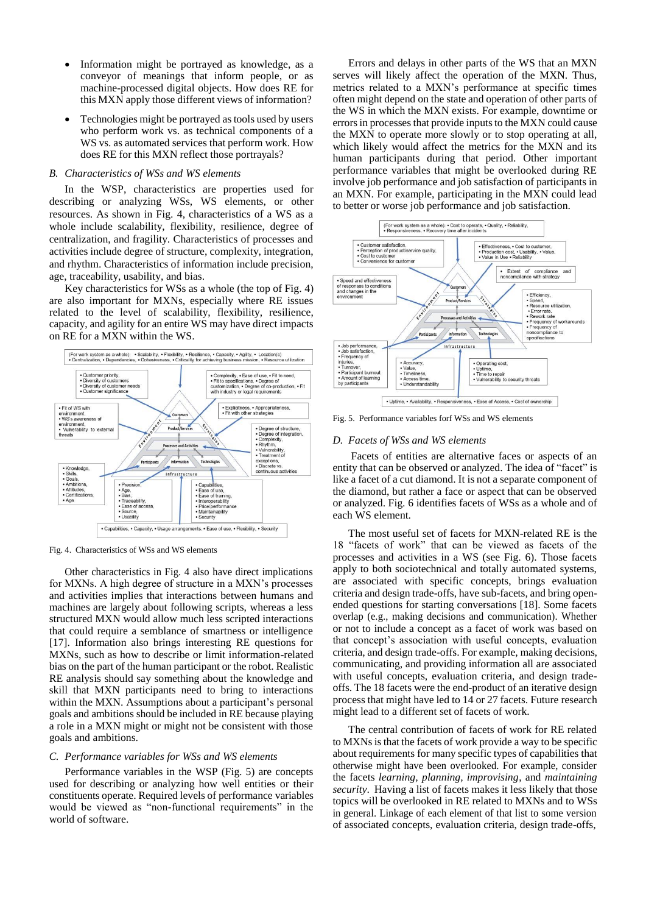- Information might be portrayed as knowledge, as a conveyor of meanings that inform people, or as machine-processed digital objects. How does RE for this MXN apply those different views of information?
- Technologies might be portrayed as tools used by users who perform work vs. as technical components of a WS vs. as automated services that perform work. How does RE for this MXN reflect those portrayals?

### *B. Characteristics of WSs and WS elements*

In the WSP, characteristics are properties used for describing or analyzing WSs, WS elements, or other resources. As shown in Fig. 4, characteristics of a WS as a whole include scalability, flexibility, resilience, degree of centralization, and fragility. Characteristics of processes and activities include degree of structure, complexity, integration, and rhythm. Characteristics of information include precision, age, traceability, usability, and bias.

Key characteristics for WSs as a whole (the top of Fig. 4) are also important for MXNs, especially where RE issues related to the level of scalability, flexibility, resilience, capacity, and agility for an entire WS may have direct impacts on RE for a MXN within the WS.

Fig. 4. Characteristics of WSs and WS elements

Other characteristics in Fig. 4 also have direct implications for MXNs. A high degree of structure in a MXN's processes and activities implies that interactions between humans and machines are largely about following scripts, whereas a less structured MXN would allow much less scripted interactions that could require a semblance of smartness or intelligence [17]. Information also brings interesting RE questions for MXNs, such as how to describe or limit information-related bias on the part of the human participant or the robot. Realistic RE analysis should say something about the knowledge and skill that MXN participants need to bring to interactions within the MXN. Assumptions about a participant's personal goals and ambitions should be included in RE because playing a role in a MXN might or might not be consistent with those goals and ambitions.

### *C. Performance variables for WSs and WS elements*

Performance variables in the WSP (Fig. 5) are concepts used for describing or analyzing how well entities or their constituents operate. Required levels of performance variables would be viewed as "non-functional requirements" in the world of software.

Errors and delays in other parts of the WS that an MXN serves will likely affect the operation of the MXN. Thus, metrics related to a MXN's performance at specific times often might depend on the state and operation of other parts of the WS in which the MXN exists. For example, downtime or errors in processes that provide inputs to the MXN could cause the MXN to operate more slowly or to stop operating at all, which likely would affect the metrics for the MXN and its human participants during that period. Other important performance variables that might be overlooked during RE involve job performance and job satisfaction of participants in an MXN. For example, participating in the MXN could lead to better or worse job performance and job satisfaction.

Fig. 5. Performance variables forf WSs and WS elements

### *D. Facets of WSs and WS elements*

Facets of entities are alternative faces or aspects of an entity that can be observed or analyzed. The idea of "facet" is like a facet of a cut diamond. It is not a separate component of the diamond, but rather a face or aspect that can be observed or analyzed. Fig. 6 identifies facets of WSs as a whole and of each WS element.

The most useful set of facets for MXN-related RE is the 18 "facets of work" that can be viewed as facets of the processes and activities in a WS (see Fig. 6). Those facets apply to both sociotechnical and totally automated systems, are associated with specific concepts, brings evaluation criteria and design trade-offs, have sub-facets, and bring open-ended questions for starting conversations [18]. Some facets overlap (e.g., making decisions and communication). Whether or not to include a concept as a facet of work was based on that concept's association with useful concepts, evaluation criteria, and design trade-offs. For example, making decisions, communicating, and providing information all are associated with useful concepts, evaluation criteria, and design trade-offs. The 18 facets were the end-product of an iterative design process that might have led to 14 or 27 facets. Future research might lead to a different set of facets of work.

The central contribution of facets of work for RE related to MXNs is that the facets of work provide a way to be specific about requirements for many specific types of capabilities that otherwise might have been overlooked. For example, consider the facets *learning*, *planning*, *improving*, and *maintaining security*. Having a list of facets makes it less likely that those topics will be overlooked in RE related to MXNs and to WSs in general. Linkage of each element of that list to some version of associated concepts, evaluation criteria, design trade-offs,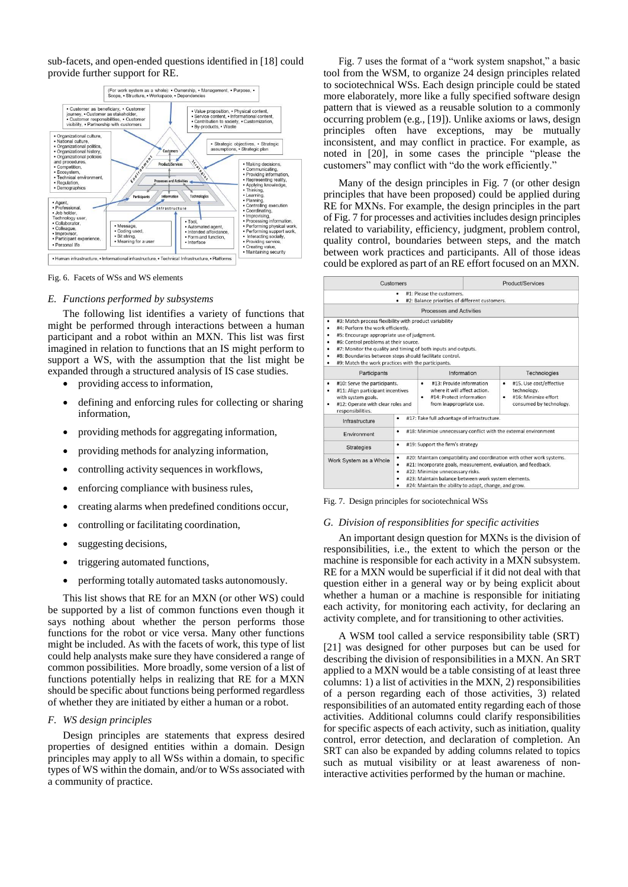sub-facets, and open-ended questions identified in [18] could provide further support for RE.

(For work system as a whole): • Ownership, • Management, • Purpose, • Scope, • Structure, • Workspace, • Dependencies

• Customer as beneficiary, • Customer journey, • Customer as stakeholder, • Customer responsibilities, • Customer visibility, • Partnership with customers

• Value proposition, • Physical content, • Service content, • Informational content, • Contribution to society, • Customization, • By-products, • Waste

• Organizational culture, • National culture, • Organizational politics, • Organizational history, • Organizational policies and procedures, • Competition, • Ecosystem, • Technical environment, • Regulation, • Demographics

• Strategic objectives, • Strategic assumptions, • Strategic plan

• Making decisions, • Communicating, • Providing information, • Representing reality, • Applying knowledge, • Thinking, • Learning, • Planning, • Controlling execution, • Coordinating, • Improvising, • Processing information, • Performing physical work, • Performing support work, • Interacting socially, • Providing service, • Creating value, • Maintaining security

• Agent, • Professional, • Job holder, Technology user, • Collaborator, • Colleague, • Improvisor, • Participant experience, • Personal life

• Message, • Coding used, • Bit string, • Meaning for a user

• Tool, • Automated agent, • Intended affordance, • Form and function, • Interface

• Human infrastructure, • Informational infrastructure, • Technical Infrastructure, • Platforms

Fig. 6. Facets of WSs and WS elements

### *E. Functions performed by subsystems*

The following list identifies a variety of functions that might be performed through interactions between a human participant and a robot within an MXN. This list was first imagined in relation to functions that an IS might perform to support a WS, with the assumption that the list might be expanded through a structured analysis of IS case studies.

- providing access to information,
- defining and enforcing rules for collecting or sharing information,
- providing methods for aggregating information,
- providing methods for analyzing information,
- controlling activity sequences in workflows,
- enforcing compliance with business rules,
- creating alarms when predefined conditions occur,
- controlling or facilitating coordination,
- suggesting decisions,
- triggering automated functions,
- performing totally automated tasks autonomously.

This list shows that RE for an MXN (or other WS) could be supported by a list of common functions even though it says nothing about whether the person performs those functions for the robot or vice versa. Many other functions might be included. As with the facets of work, this type of list could help analysts make sure they have considered a range of common possibilities. More broadly, some version of a list of functions potentially helps in realizing that RE for a MXN should be specific about functions being performed regardless of whether they are initiated by either a human or a robot.

### *F. WS design principles*

Design principles are statements that express desired properties of designed entities within a domain. Design principles may apply to all WSs within a domain, to specific types of WS within the domain, and/or to WSs associated with a community of practice.

Fig. 7 uses the format of a "work system snapshot," a basic tool from the WSM, to organize 24 design principles related to sociotechnical WSs. Each design principle could be stated more elaborately, more like a fully specified software design pattern that is viewed as a reusable solution to a commonly occurring problem (e.g., [19]). Unlike axioms or laws, design principles often have exceptions, may be mutually inconsistent, and may conflict in practice. For example, as noted in [20], in some cases the principle "please the customers" may conflict with "do the work efficiently."

Many of the design principles in Fig. 7 (or other design principles that have been proposed) could be applied during RE for MXNs. For example, the design principles in the part of Fig. 7 for processes and activities includes design principles related to variability, efficiency, judgment, problem control, quality control, boundaries between steps, and the match between work practices and participants. All of those ideas could be explored as part of an RE effort focused on an MXN.

| Customers | Product/Services |
|---|---|
| • #1: Please the customers.<br>• #2: Balance priorities of different customers. | |

| Processes and Activities |
|---|
| • #3: Match process flexibility with product variability<br>• #4: Perform the work efficiently.<br>• #5: Encourage appropriate use of judgment.<br>• #6: Control problems at their source.<br>• #7: Monitor the quality and timing of both inputs and outputs.<br>• #8: Boundaries between steps should facilitate control.<br>• #9: Match the work practices with the participants. |

| Participants | Information | Technologies |
|---|---|---|
| • #10: Serve the participants.<br>• #11: Align participant incentives with system goals.<br>• #12: Operate with clear roles and responsibilities. | • #13: Provide information where it will affect action.<br>• #14: Protect information from inappropriate use. | • #15. Use cost/effective technology.<br>• #16: Minimize effort consumed by technology. |

| | |
|---|---|
| Infrastructure | • #17: Take full advantage of infrastructure. |
| Environment | • #18: Minimize unnecessary conflict with the external environment |
| Strategies | • #19: Support the firm's strategy |
| Work System as a Whole | • #20: Maintain compatibility and coordination with other work systems.<br>• #21: Incorporate goals, measurement, evaluation, and feedback.<br>• #22: Minimize unnecessary risks.<br>• #23: Maintain balance between work system elements.<br>• #24: Maintain the ability to adapt, change, and grow. |

Fig. 7. Design principles for sociotechnical WSs

### *G. Division of responsiblities for specific activities*

An important design question for MXNs is the division of responsibilities, i.e., the extent to which the person or the machine is responsible for each activity in a MXN subsystem. RE for a MXN would be superficial if it did not deal with that question either in a general way or by being explicit about whether a human or a machine is responsible for initiating each activity, for monitoring each activity, for declaring an activity complete, and for transitioning to other activities.

A WSM tool called a service responsibility table (SRT) [21] was designed for other purposes but can be used for describing the division of responsibilities in a MXN. An SRT applied to a MXN would be a table consisting of at least three columns: 1) a list of activities in the MXN, 2) responsibilities of a person regarding each of those activities, 3) related responsibilities of an automated entity regarding each of those activities. Additional columns could clarify responsibilities for specific aspects of each activity, such as initiation, quality control, error detection, and declaration of completion. An SRT can also be expanded by adding columns related to topics such as mutual visibility or at least awareness of non-interactive activities performed by the human or machine.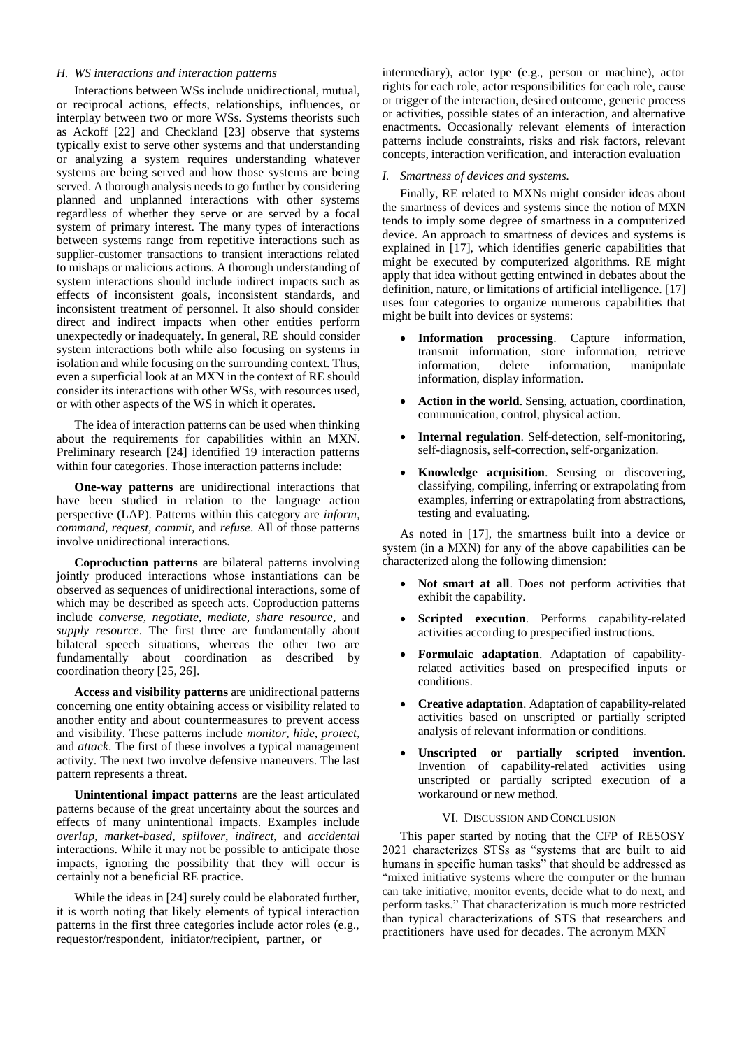### H. WS interactions and interaction patterns

Interactions between WSs include unidirectional, mutual, or reciprocal actions, effects, relationships, influences, or interplay between two or more WSs. Systems theorists such as Ackoff [22] and Checkland [23] observe that systems typically exist to serve other systems and that understanding or analyzing a system requires understanding whatever systems are being served and how those systems are being served. A thorough analysis needs to go further by considering planned and unplanned interactions with other systems regardless of whether they serve or are served by a focal system of primary interest. The many types of interactions between systems range from repetitive interactions such as supplier-customer transactions to transient interactions related to mishaps or malicious actions. A thorough understanding of system interactions should include indirect impacts such as effects of inconsistent goals, inconsistent standards, and inconsistent treatment of personnel. It also should consider direct and indirect impacts when other entities perform unexpectedly or inadequately. In general, RE should consider system interactions both while also focusing on systems in isolation and while focusing on the surrounding context. Thus, even a superficial look at an MXN in the context of RE should consider its interactions with other WSs, with resources used, or with other aspects of the WS in which it operates.

The idea of interaction patterns can be used when thinking about the requirements for capabilities within an MXN. Preliminary research [24] identified 19 interaction patterns within four categories. Those interaction patterns include:

**One-way patterns** are unidirectional interactions that have been studied in relation to the language action perspective (LAP). Patterns within this category are *inform, command, request, commit,* and *refuse*. All of those patterns involve unidirectional interactions.

**Coproduction patterns** are bilateral patterns involving jointly produced interactions whose instantiations can be observed as sequences of unidirectional interactions, some of which may be described as speech acts. Coproduction patterns include *converse, negotiate, mediate, share resource*, and *supply resource*. The first three are fundamentally about bilateral speech situations, whereas the other two are fundamentally about coordination as described by coordination theory [25, 26].

**Access and visibility patterns** are unidirectional patterns concerning one entity obtaining access or visibility related to another entity and about countermeasures to prevent access and visibility. These patterns include *monitor, hide, protect*, and *attack*. The first of these involves a typical management activity. The next two involve defensive maneuvers. The last pattern represents a threat.

**Unintentional impact patterns** are the least articulated patterns because of the great uncertainty about the sources and effects of many unintentional impacts. Examples include *overlap, market-based, spillover, indirect,* and *accidental* interactions. While it may not be possible to anticipate those impacts, ignoring the possibility that they will occur is certainly not a beneficial RE practice.

While the ideas in [24] surely could be elaborated further, it is worth noting that likely elements of typical interaction patterns in the first three categories include actor roles (e.g., requestor/respondent, initiator/recipient, partner, or intermediary), actor type (e.g., person or machine), actor rights for each role, actor responsibilities for each role, cause or trigger of the interaction, desired outcome, generic process or activities, possible states of an interaction, and alternative enactments. Occasionally relevant elements of interaction patterns include constraints, risks and risk factors, relevant concepts, interaction verification, and interaction evaluation

### I. Smartness of devices and systems.

Finally, RE related to MXNs might consider ideas about the smartness of devices and systems since the notion of MXN tends to imply some degree of smartness in a computerized device. An approach to smartness of devices and systems is explained in [17], which identifies generic capabilities that might be executed by computerized algorithms. RE might apply that idea without getting entwined in debates about the definition, nature, or limitations of artificial intelligence. [17] uses four categories to organize numerous capabilities that might be built into devices or systems:

- **Information processing**. Capture information, transmit information, store information, retrieve information, delete information, manipulate information, display information.
- **Action in the world**. Sensing, actuation, coordination, communication, control, physical action.
- **Internal regulation**. Self-detection, self-monitoring, self-diagnosis, self-correction, self-organization.
- **Knowledge acquisition**. Sensing or discovering, classifying, compiling, inferring or extrapolating from examples, inferring or extrapolating from abstractions, testing and evaluating.

As noted in [17], the smartness built into a device or system (in a MXN) for any of the above capabilities can be characterized along the following dimension:

- **Not smart at all**. Does not perform activities that exhibit the capability.
- **Scripted execution**. Performs capability-related activities according to prespecified instructions.
- **Formulaic adaptation**. Adaptation of capability-related activities based on prespecified inputs or conditions.
- **Creative adaptation**. Adaptation of capability-related activities based on unscripted or partially scripted analysis of relevant information or conditions.
- **Unscripted or partially scripted invention**. Invention of capability-related activities using unscripted or partially scripted execution of a workaround or new method.

## VI. Discussion and Conclusion

This paper started by noting that the CFP of RESOSY 2021 characterizes STSs as "systems that are built to aid humans in specific human tasks" that should be addressed as "mixed initiative systems where the computer or the human can take initiative, monitor events, decide what to do next, and perform tasks." That characterization is much more restricted than typical characterizations of STS that researchers and practitioners have used for decades. The acronym MXN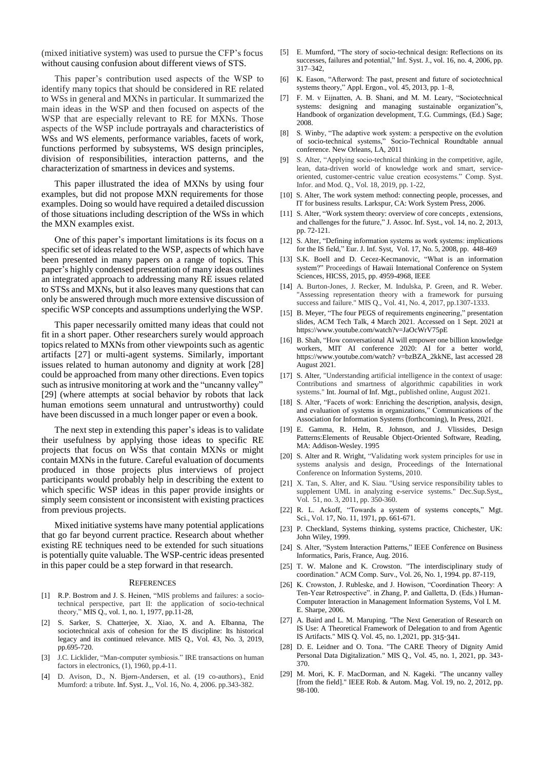(mixed initiative system) was used to pursue the CFP's focus without causing confusion about different views of STS.

This paper's contribution used aspects of the WSP to identify many topics that should be considered in RE related to WSs in general and MXNs in particular. It summarized the main ideas in the WSP and then focused on aspects of the WSP that are especially relevant to RE for MXNs. Those aspects of the WSP include portrayals and characteristics of WSs and WS elements, performance variables, facets of work, functions performed by subsystems, WS design principles, division of responsibilities, interaction patterns, and the characterization of smartness in devices and systems.

This paper illustrated the idea of MXNs by using four examples, but did not propose MXN requirements for those examples. Doing so would have required a detailed discussion of those situations including description of the WSs in which the MXN examples exist.

One of this paper's important limitations is its focus on a specific set of ideas related to the WSP, aspects of which have been presented in many papers on a range of topics. This paper's highly condensed presentation of many ideas outlines an integrated approach to addressing many RE issues related to STSs and MXNs, but it also leaves many questions that can only be answered through much more extensive discussion of specific WSP concepts and assumptions underlying the WSP.

This paper necessarily omitted many ideas that could not fit in a short paper. Other researchers surely would approach topics related to MXNs from other viewpoints such as agentic artifacts [27] or multi-agent systems. Similarly, important issues related to human autonomy and dignity at work [28] could be approached from many other directions. Even topics such as intrusive monitoring at work and the "uncanny valley" [29] (where attempts at social behavior by robots that lack human emotions seem unnatural and untrustworthy) could have been discussed in a much longer paper or even a book.

The next step in extending this paper's ideas is to validate their usefulness by applying those ideas to specific RE projects that focus on WSs that contain MXNs or might contain MXNs in the future. Careful evaluation of documents produced in those projects plus interviews of project participants would probably help in describing the extent to which specific WSP ideas in this paper provide insights or simply seem consistent or inconsistent with existing practices from previous projects.

Mixed initiative systems have many potential applications that go far beyond current practice. Research about whether existing RE techniques need to be extended for such situations is potentially quite valuable. The WSP-centric ideas presented in this paper could be a step forward in that research.

## REFERENCES

[1] R.P. Bostrom and J. S. Heinen, "MIS problems and failures: a socio-technical perspective, part II: the application of socio-technical theory," MIS Q., vol. 1, no. 1, 1977, pp.11-28,

[2] S. Sarker, S. Chatterjee, X. Xiao, X. and A. Elbanna, The sociotechnical axis of cohesion for the IS discipline: Its historical legacy and its continued relevance. MIS Q., Vol. 43, No. 3, 2019, pp.695-720.

[3] J.C. Licklider, "Man-computer symbiosis." IRE transactions on human factors in electronics, (1), 1960, pp.4-11.

[4] D. Avison, D., N. Bjørn-Andersen, et al. (19 co-authors)., Enid Mumford: a tribute. Inf. Syst. J.,, Vol. 16, No. 4, 2006. pp.343-382.

[5] E. Mumford, "The story of socio-technical design: Reflections on its successes, failures and potential," Inf. Syst. J., vol. 16, no. 4, 2006, pp. 317–342,

[6] K. Eason, "Afterword: The past, present and future of sociotechnical systems theory," Appl. Ergon., vol. 45, 2013, pp. 1–8,

[7] F. M. v Eijnatten, A. B. Shani, and M. M. Leary, "Sociotechnical systems: designing and managing sustainable organization"s, Handbook of organization development, T.G. Cummings, (Ed.) Sage; 2008.

[8] S. Winby, "The adaptive work system: a perspective on the evolution of socio-technical systems," Socio-Technical Roundtable annual conference. New Orleans, LA, 2011

[9] S. Alter, "Applying socio-technical thinking in the competitive, agile, lean, data-driven world of knowledge work and smart, service-oriented, customer-centric value creation ecosystems." Comp. Syst. Infor. and Mod. Q., Vol. 18, 2019, pp. 1-22,

[10] S. Alter, The work system method: connecting people, processes, and IT for business results. Larkspur, CA: Work System Press, 2006.

[11] S. Alter, "Work system theory: overview of core concepts , extensions, and challenges for the future," J. Assoc. Inf. Syst., vol. 14, no. 2, 2013, pp. 72-121.

[12] S. Alter, "Defining information systems as work systems: implications for the IS field," Eur. J. Inf. Syst, Vol. 17, No. 5, 2008, pp. 448-469

[13] S.K. Boell and D. Cecez-Kecmanovic, "What is an information system?" Proceedings of Hawaii International Conference on System Sciences, HICSS, 2015, pp. 4959-4968, IEEE

[14] A. Burton-Jones, J. Recker, M. Indulska, P. Green, and R. Weber. "Assessing representation theory with a framework for pursuing success and failure." MIS Q., Vol. 41, No. 4, 2017, pp.1307-1333.

[15] B. Meyer, "The four PEGS of requirements engineering," presentation slides, ACM Tech Talk, 4 March 2021. Accessed on 1 Sept. 2021 at https://www.youtube.com/watch?v=JaOcWrV75pE

[16] B. Shah, "How conversational AI will empower one billion knowledge workers, MIT AI conference 2020: AI for a better world, https://www.youtube.com/watch? v=bzBZA_2kkNE, last accessed 28 August 2021.

[17] S. Alter, "Understanding artificial intelligence in the context of usage: Contributions and smartness of algorithmic capabilities in work systems." Int. Journal of Inf. Mgt., published online, August 2021.

[18] S. Alter, "Facets of work: Enriching the description, analysis, design, and evaluation of systems in organizations," Communications of the Association for Information Systems (forthcoming), In Press, 2021.

[19] E. Gamma, R. Helm, R. Johnson, and J. Vlissides, Design Patterns:Elements of Reusable Object-Oriented Software, Reading, MA: Addison-Wesley. 1995

[20] S. Alter and R. Wright, "Validating work system principles for use in systems analysis and design, Proceedings of the International Conference on Information Systems, 2010.

[21] X. Tan, S. Alter, and K. Siau. "Using service responsibility tables to supplement UML in analyzing e-service systems." Dec.Sup.Syst,, Vol. 51, no. 3, 2011, pp. 350-360.

[22] R. L. Ackoff, "Towards a system of systems concepts," Mgt. Sci., Vol. 17, No. 11, 1971, pp. 661-671.

[23] P. Checkland, Systems thinking, systems practice, Chichester, UK: John Wiley, 1999.

[24] S. Alter, "System Interaction Patterns," IEEE Conference on Business Informatics, Paris, France, Aug. 2016.

[25] T. W. Malone and K. Crowston. "The interdisciplinary study of coordination." ACM Comp. Surv., Vol. 26, No. 1, 1994. pp. 87-119,

[26] K. Crowston, J. Rubleske, and J. Howison, "Coordination Theory: A Ten-Year Retrospective". in Zhang, P. and Galletta, D. (Eds.) Human-Computer Interaction in Management Information Systems, Vol I. M. E. Sharpe, 2006.

[27] A. Baird and L. M. Maruping. "The Next Generation of Research on IS Use: A Theoretical Framework of Delegation to and from Agentic IS Artifacts." MIS Q. Vol. 45, no. 1,2021, pp. 315-341.

[28] D. E. Leidner and O. Tona. "The CARE Theory of Dignity Amid Personal Data Digitalization." MIS Q., Vol. 45, no. 1, 2021, pp. 343-370.

[29] M. Mori, K. F. MacDorman, and N. Kageki. "The uncanny valley [from the field]." IEEE Rob. & Autom. Mag. Vol. 19, no. 2, 2012, pp. 98-100.